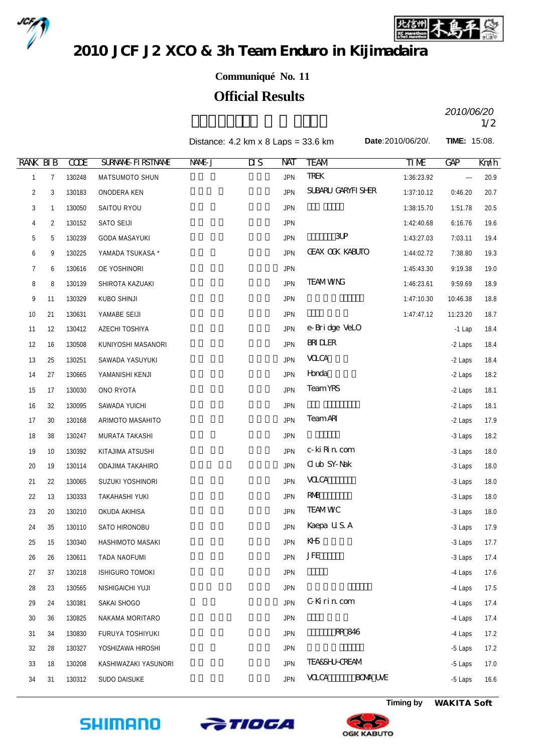# 2010 JCF J2 XCO & 3h Team Enduro in Kijimadaira

**Communiqué No. 11**

## Official Results

2010/06/20

Distance: 4.2 km x 8 Laps = 33.6 km **Date**:2010/06/20/. **TIME:** 15:08.

| RANK | BIB | CODE | SURNAME-FIRSTNAME | NAME-J | DIS | NAT | TEAM | TIME | GAP | Km/h |
|---|---|---|---|---|---|---|---|---|---|---|
| 1 | 7 | 130248 | MATSUMOTO SHUN | | | JPN | TREK | 1:36:23.92 | --- | 20.9 |
| 2 | 3 | 130183 | ONODERA KEN | | | JPN | SUBARU GARYFISHER | 1:37:10.12 | 0:46.20 | 20.7 |
| 3 | 1 | 130050 | SAITOU RYOU | | | JPN | | 1:38:15.70 | 1:51.78 | 20.5 |
| 4 | 2 | 130152 | SATO SEIJI | | | JPN | | 1:42:40.68 | 6:16.76 | 19.6 |
| 5 | 5 | 130239 | GODA MASAYUKI | | | JPN | 3UP | 1:43:27.03 | 7:03.11 | 19.4 |
| 6 | 9 | 130225 | YAMADA TSUKASA * | | | JPN | GEAX OGK KABUTO | 1:44:02.72 | 7:38.80 | 19.3 |
| 7 | 6 | 130616 | OE YOSHINORI | | | JPN | | 1:45:43.30 | 9:19.38 | 19.0 |
| 8 | 8 | 130139 | SHIROTA KAZUAKI | | | JPN | TEAM WING | 1:46:23.61 | 9:59.69 | 18.9 |
| 9 | 11 | 130329 | KUBO SHINJI | | | JPN | | 1:47:10.30 | 10:46.38 | 18.8 |
| 10 | 21 | 130631 | YAMABE SEIJI | | | JPN | | 1:47:47.12 | 11:23.20 | 18.7 |
| 11 | 12 | 130412 | AZECHI TOSHIYA | | | JPN | e-Bridge VeLO | | -1 Lap | 18.4 |
| 12 | 16 | 130508 | KUNIYOSHI MASANORI | | | JPN | BRIDLER | | -2 Laps | 18.4 |
| 13 | 25 | 130251 | SAWADA YASUYUKI | | | JPN | VOLCA | | -2 Laps | 18.4 |
| 14 | 27 | 130665 | YAMANISHI KENJI | | | JPN | Honda | | -2 Laps | 18.2 |
| 15 | 17 | 130030 | ONO RYOTA | | | JPN | Team YRS | | -2 Laps | 18.1 |
| 16 | 32 | 130095 | SAWADA YUICHI | | | JPN | | | -2 Laps | 18.1 |
| 17 | 30 | 130168 | ARIMOTO MASAHITO | | | JPN | Team ARI | | -2 Laps | 17.9 |
| 18 | 38 | 130247 | MURATA TAKASHI | | | JPN | | | -3 Laps | 18.2 |
| 19 | 10 | 130392 | KITAJIMA ATSUSHI | | | JPN | c-kiRin.com | | -3 Laps | 18.0 |
| 20 | 19 | 130114 | ODAJIMA TAKAHIRO | | | JPN | Club SY-Nak | | -3 Laps | 18.0 |
| 21 | 22 | 130065 | SUZUKI YOSHINORI | | | JPN | VOLCA | | -3 Laps | 18.0 |
| 22 | 13 | 130333 | TAKAHASHI YUKI | | | JPN | RMB | | -3 Laps | 18.0 |
| 23 | 20 | 130210 | OKUDA AKIHISA | | | JPN | TEAM WIC | | -3 Laps | 18.0 |
| 24 | 35 | 130110 | SATO HIRONOBU | | | JPN | Kaepa U.S.A | | -3 Laps | 17.9 |
| 25 | 15 | 130340 | HASHIMOTO MASAKI | | | JPN | KHS | | -3 Laps | 17.7 |
| 26 | 26 | 130611 | TADA NAOFUMI | | | JPN | JFE | | -3 Laps | 17.4 |
| 27 | 37 | 130218 | ISHIGURO TOMOKI | | | JPN | | | -4 Laps | 17.6 |
| 28 | 23 | 130565 | NISHIGAICHI YUJI | | | JPN | | | -4 Laps | 17.5 |
| 29 | 24 | 130381 | SAKAI SHOGO | | | JPN | C-Kirin.com | | -4 Laps | 17.4 |
| 30 | 36 | 130825 | NAKAMA MORITARO | | | JPN | | | -4 Laps | 17.4 |
| 31 | 34 | 130830 | FURUYA TOSHIYUKI | | | JPN | RR 846 | | -4 Laps | 17.2 |
| 32 | 28 | 130327 | YOSHIZAWA HIROSHI | | | JPN | | | -5 Laps | 17.2 |
| 33 | 18 | 130208 | KASHIWAZAKI YASUNORI | | | JPN | TEA&SHU-CREAM | | -5 Laps | 17.0 |
| 34 | 31 | 130312 | SUDO DAISUKE | | | JPN | VOLCA BOMA UVE | | -5 Laps | 16.6 |

Timing by **WAKITA Soft**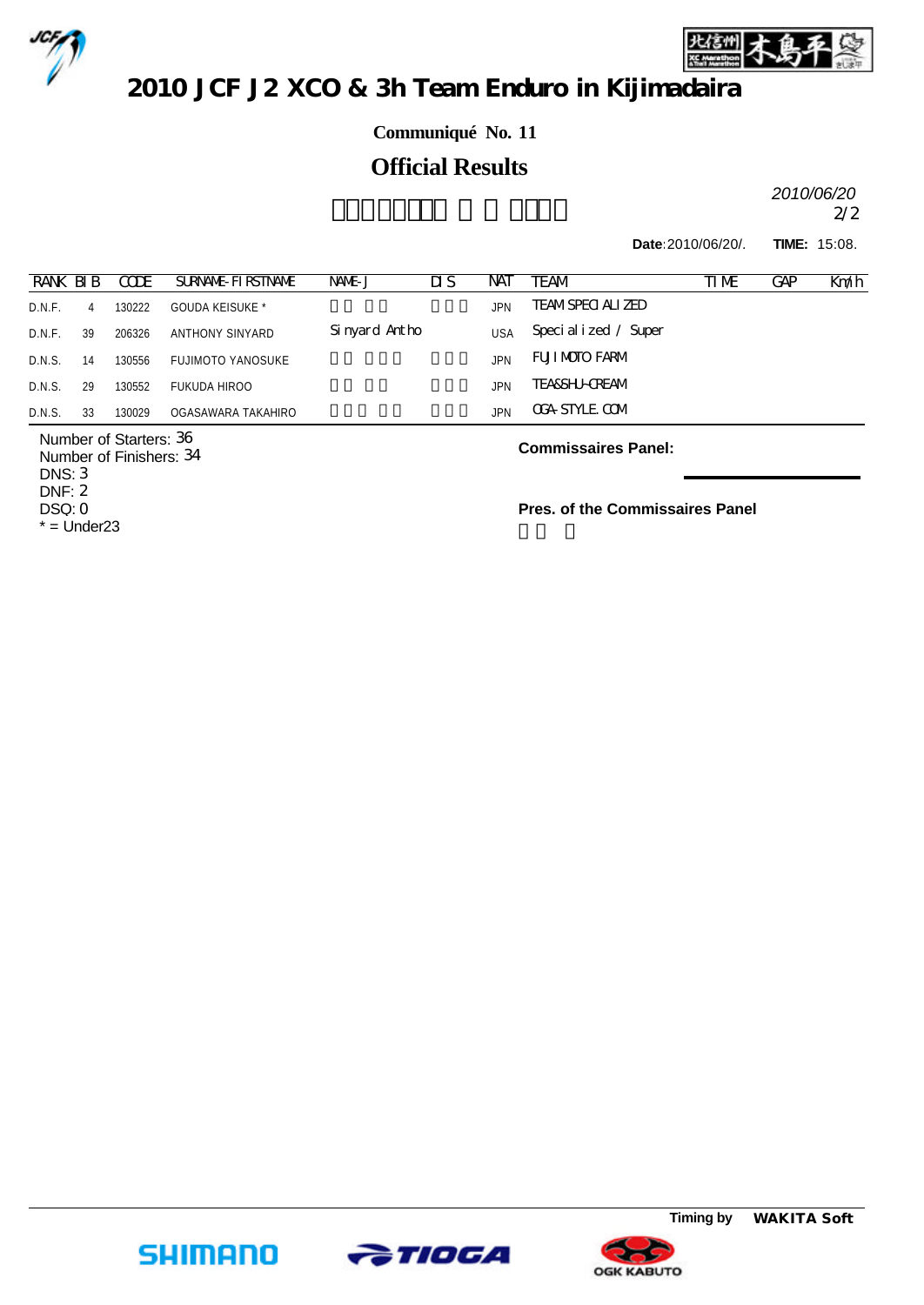# 2010 JCF J2 XCO & 3h Team Enduro in Kijimadaira

**Communiqué No. 11**

## Official Results

*2010/06/20*

**Date**:2010/06/20/. **TIME:** 15:08.

| RANK | BIB | CODE | SURNAME-FIRSTNAME | NAME-J | DIS | NAT | TEAM | TIME | GAP | Km/h |
|---|---|---|---|---|---|---|---|---|---|---|
| D.N.F. | 4 | 130222 | GOUDA KEISUKE * | | | JPN | TEAM SPECIALIZED | | | |
| D.N.F. | 39 | 206326 | ANTHONY SINYARD | Sinyard Antho | | USA | Specialized / Super | | | |
| D.N.S. | 14 | 130556 | FUJIMOTO YANOSUKE | | | JPN | FUJIMOTO FARM | | | |
| D.N.S. | 29 | 130552 | FUKUDA HIROO | | | JPN | TEA&SHU-CREAM | | | |
| D.N.S. | 33 | 130029 | OGASAWARA TAKAHIRO | | | JPN | OGA-STYLE.COM | | | |

Number of Starters: 36
Number of Finishers: 34
DNS: 3
DNF: 2
DSQ: 0
* = Under23

**Commissaires Panel:**

**Pres. of the Commissaires Panel**

Timing by **WAKITA Soft**